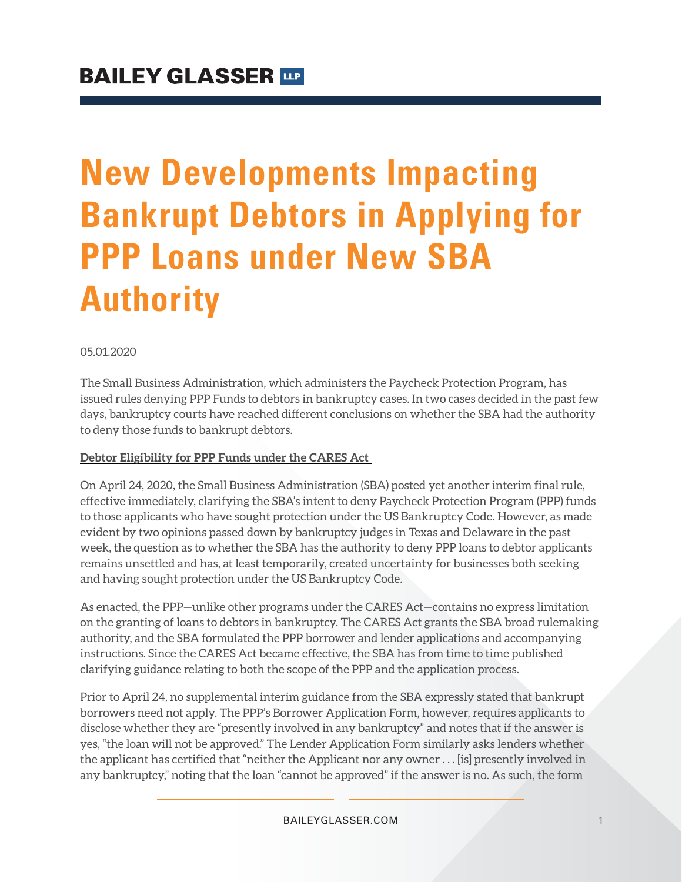# New Developments Impacting Bankrupt Debtors in Applying for PPP Loans under New SBA Authority

05.01.2020

The Small Business Administration, which administers the Paycheck Protection Program, has issued rules denying PPP Funds to debtors in bankruptcy cases. In two cases decided in the past few days, bankruptcy courts have reached different conclusions on whether the SBA had the authority to deny those funds to bankrupt debtors.

**Debtor Eligibility for PPP Funds under the CARES Act**

On April 24, 2020, the Small Business Administration (SBA) posted yet another interim final rule, effective immediately, clarifying the SBA's intent to deny Paycheck Protection Program (PPP) funds to those applicants who have sought protection under the US Bankruptcy Code. However, as made evident by two opinions passed down by bankruptcy judges in Texas and Delaware in the past week, the question as to whether the SBA has the authority to deny PPP loans to debtor applicants remains unsettled and has, at least temporarily, created uncertainty for businesses both seeking and having sought protection under the US Bankruptcy Code.

As enacted, the PPP—unlike other programs under the CARES Act—contains no express limitation on the granting of loans to debtors in bankruptcy. The CARES Act grants the SBA broad rulemaking authority, and the SBA formulated the PPP borrower and lender applications and accompanying instructions. Since the CARES Act became effective, the SBA has from time to time published clarifying guidance relating to both the scope of the PPP and the application process.

Prior to April 24, no supplemental interim guidance from the SBA expressly stated that bankrupt borrowers need not apply. The PPP's Borrower Application Form, however, requires applicants to disclose whether they are "presently involved in any bankruptcy" and notes that if the answer is yes, "the loan will not be approved." The Lender Application Form similarly asks lenders whether the applicant has certified that "neither the Applicant nor any owner . . . [is] presently involved in any bankruptcy," noting that the loan "cannot be approved" if the answer is no. As such, the form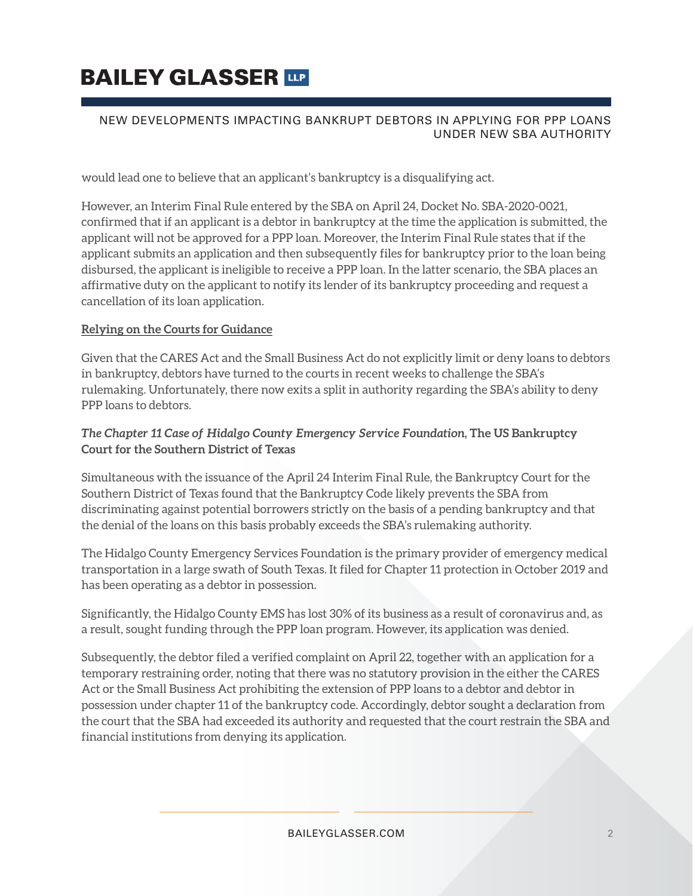would lead one to believe that an applicant's bankruptcy is a disqualifying act.

However, an Interim Final Rule entered by the SBA on April 24, Docket No. SBA-2020-0021, confirmed that if an applicant is a debtor in bankruptcy at the time the application is submitted, the applicant will not be approved for a PPP loan. Moreover, the Interim Final Rule states that if the applicant submits an application and then subsequently files for bankruptcy prior to the loan being disbursed, the applicant is ineligible to receive a PPP loan. In the latter scenario, the SBA places an affirmative duty on the applicant to notify its lender of its bankruptcy proceeding and request a cancellation of its loan application.

**Relying on the Courts for Guidance**

Given that the CARES Act and the Small Business Act do not explicitly limit or deny loans to debtors in bankruptcy, debtors have turned to the courts in recent weeks to challenge the SBA's rulemaking. Unfortunately, there now exits a split in authority regarding the SBA's ability to deny PPP loans to debtors.

***The Chapter 11 Case of Hidalgo County Emergency Service Foundation*, The US Bankruptcy Court for the Southern District of Texas**

Simultaneous with the issuance of the April 24 Interim Final Rule, the Bankruptcy Court for the Southern District of Texas found that the Bankruptcy Code likely prevents the SBA from discriminating against potential borrowers strictly on the basis of a pending bankruptcy and that the denial of the loans on this basis probably exceeds the SBA's rulemaking authority.

The Hidalgo County Emergency Services Foundation is the primary provider of emergency medical transportation in a large swath of South Texas. It filed for Chapter 11 protection in October 2019 and has been operating as a debtor in possession.

Significantly, the Hidalgo County EMS has lost 30% of its business as a result of coronavirus and, as a result, sought funding through the PPP loan program. However, its application was denied.

Subsequently, the debtor filed a verified complaint on April 22, together with an application for a temporary restraining order, noting that there was no statutory provision in the either the CARES Act or the Small Business Act prohibiting the extension of PPP loans to a debtor and debtor in possession under chapter 11 of the bankruptcy code. Accordingly, debtor sought a declaration from the court that the SBA had exceeded its authority and requested that the court restrain the SBA and financial institutions from denying its application.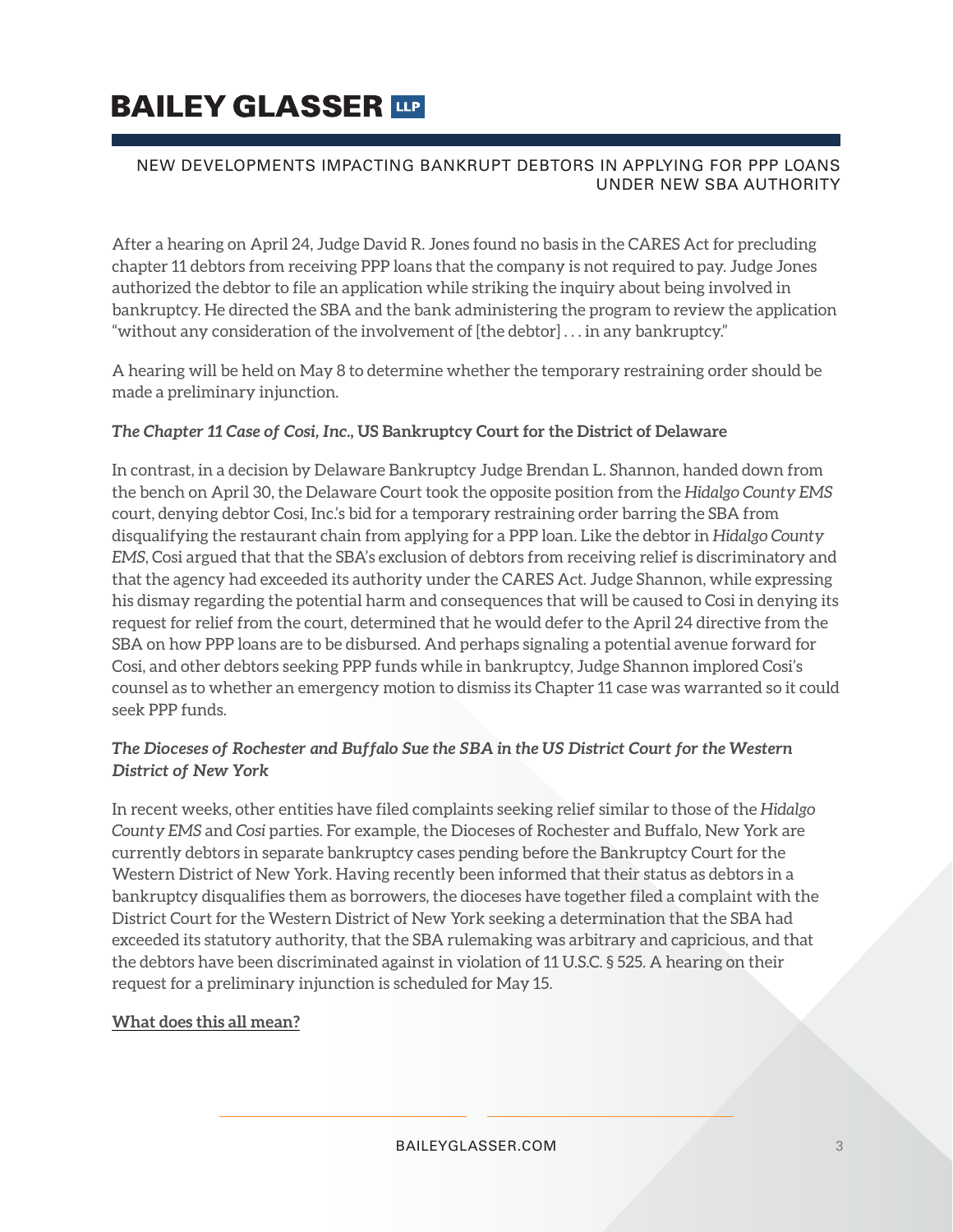After a hearing on April 24, Judge David R. Jones found no basis in the CARES Act for precluding chapter 11 debtors from receiving PPP loans that the company is not required to pay. Judge Jones authorized the debtor to file an application while striking the inquiry about being involved in bankruptcy. He directed the SBA and the bank administering the program to review the application "without any consideration of the involvement of [the debtor] . . . in any bankruptcy."

A hearing will be held on May 8 to determine whether the temporary restraining order should be made a preliminary injunction.

***The Chapter 11 Case of Cosi, Inc.*, US Bankruptcy Court for the District of Delaware**

In contrast, in a decision by Delaware Bankruptcy Judge Brendan L. Shannon, handed down from the bench on April 30, the Delaware Court took the opposite position from the *Hidalgo County EMS* court, denying debtor Cosi, Inc.'s bid for a temporary restraining order barring the SBA from disqualifying the restaurant chain from applying for a PPP loan. Like the debtor in *Hidalgo County EMS*, Cosi argued that that the SBA's exclusion of debtors from receiving relief is discriminatory and that the agency had exceeded its authority under the CARES Act. Judge Shannon, while expressing his dismay regarding the potential harm and consequences that will be caused to Cosi in denying its request for relief from the court, determined that he would defer to the April 24 directive from the SBA on how PPP loans are to be disbursed. And perhaps signaling a potential avenue forward for Cosi, and other debtors seeking PPP funds while in bankruptcy, Judge Shannon implored Cosi's counsel as to whether an emergency motion to dismiss its Chapter 11 case was warranted so it could seek PPP funds.

***The Dioceses of Rochester and Buffalo Sue the SBA in the US District Court for the Western District of New York***

In recent weeks, other entities have filed complaints seeking relief similar to those of the *Hidalgo County EMS* and *Cosi* parties. For example, the Dioceses of Rochester and Buffalo, New York are currently debtors in separate bankruptcy cases pending before the Bankruptcy Court for the Western District of New York. Having recently been informed that their status as debtors in a bankruptcy disqualifies them as borrowers, the dioceses have together filed a complaint with the District Court for the Western District of New York seeking a determination that the SBA had exceeded its statutory authority, that the SBA rulemaking was arbitrary and capricious, and that the debtors have been discriminated against in violation of 11 U.S.C. § 525. A hearing on their request for a preliminary injunction is scheduled for May 15.

**What does this all mean?**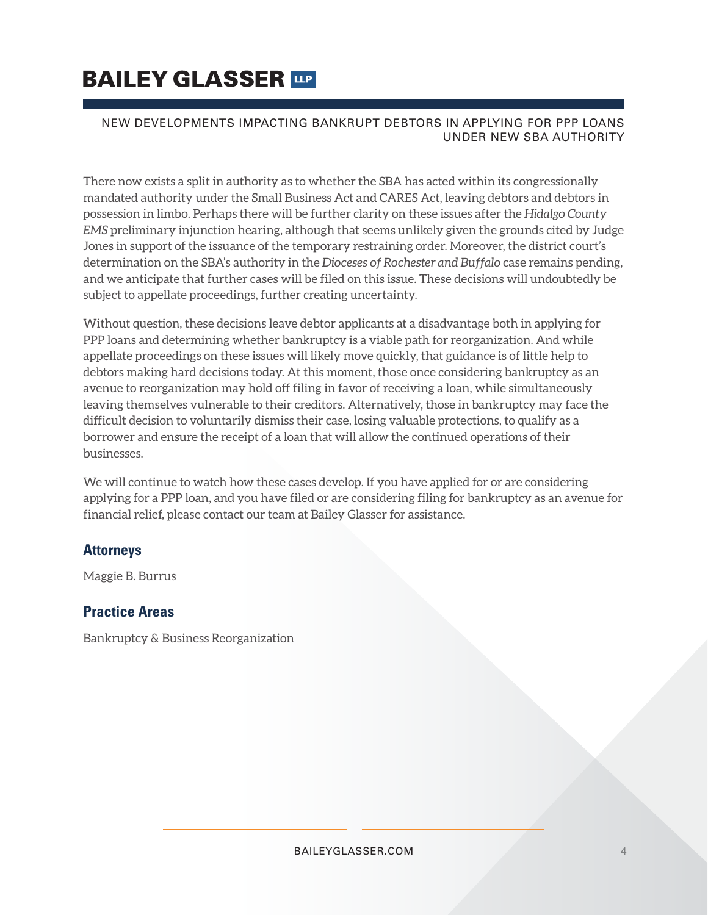There now exists a split in authority as to whether the SBA has acted within its congressionally mandated authority under the Small Business Act and CARES Act, leaving debtors and debtors in possession in limbo. Perhaps there will be further clarity on these issues after the *Hidalgo County EMS* preliminary injunction hearing, although that seems unlikely given the grounds cited by Judge Jones in support of the issuance of the temporary restraining order. Moreover, the district court's determination on the SBA's authority in the *Dioceses of Rochester and Buffalo* case remains pending, and we anticipate that further cases will be filed on this issue. These decisions will undoubtedly be subject to appellate proceedings, further creating uncertainty.

Without question, these decisions leave debtor applicants at a disadvantage both in applying for PPP loans and determining whether bankruptcy is a viable path for reorganization. And while appellate proceedings on these issues will likely move quickly, that guidance is of little help to debtors making hard decisions today. At this moment, those once considering bankruptcy as an avenue to reorganization may hold off filing in favor of receiving a loan, while simultaneously leaving themselves vulnerable to their creditors. Alternatively, those in bankruptcy may face the difficult decision to voluntarily dismiss their case, losing valuable protections, to qualify as a borrower and ensure the receipt of a loan that will allow the continued operations of their businesses.

We will continue to watch how these cases develop. If you have applied for or are considering applying for a PPP loan, and you have filed or are considering filing for bankruptcy as an avenue for financial relief, please contact our team at Bailey Glasser for assistance.

## Attorneys

Maggie B. Burrus

## Practice Areas

Bankruptcy & Business Reorganization